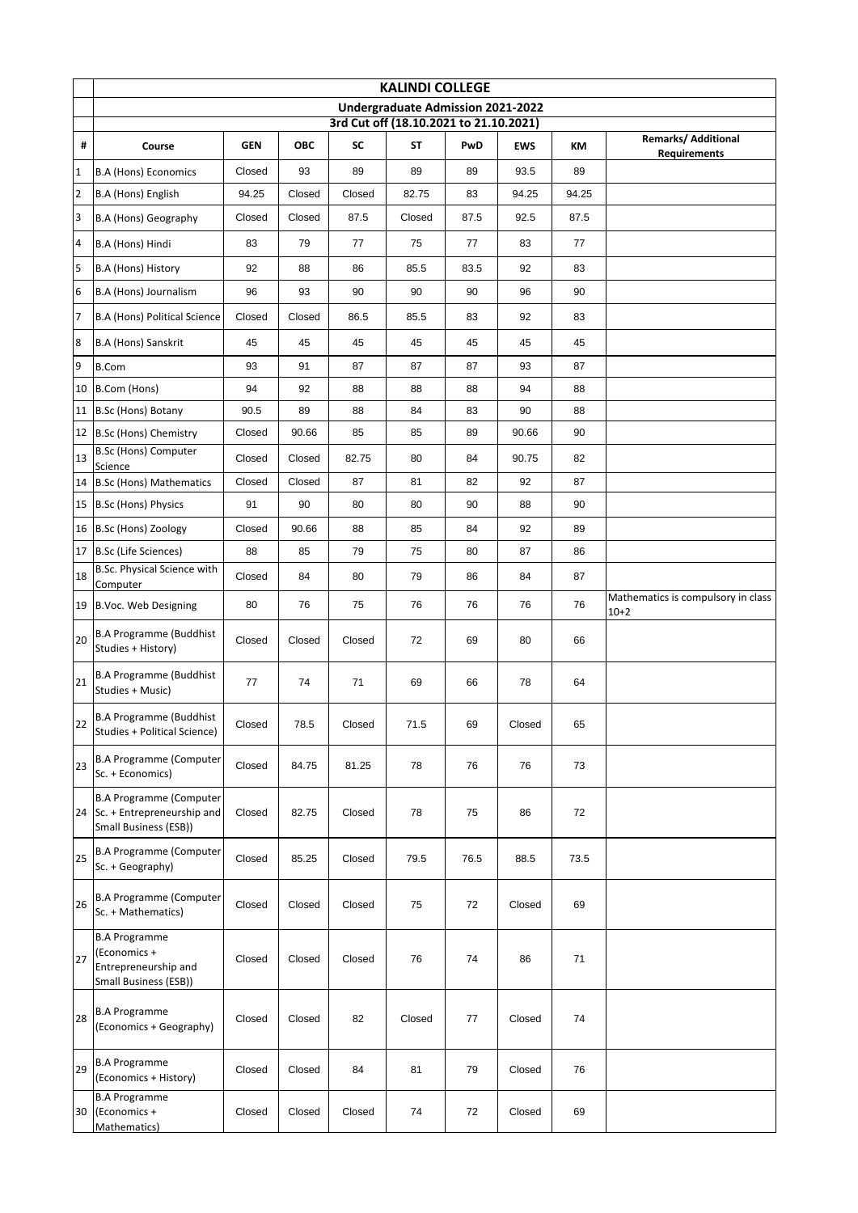# KALINDI COLLEGE

## Undergraduate Admission 2021-2022

### 3rd Cut off (18.10.2021 to 21.10.2021)

| # | Course | GEN | OBC | SC | ST | PwD | EWS | KM | Remarks/ Additional Requirements |
|---|---|---|---|---|---|---|---|---|---|
| 1 | B.A (Hons) Economics | Closed | 93 | 89 | 89 | 89 | 93.5 | 89 | |
| 2 | B.A (Hons) English | 94.25 | Closed | Closed | 82.75 | 83 | 94.25 | 94.25 | |
| 3 | B.A (Hons) Geography | Closed | Closed | 87.5 | Closed | 87.5 | 92.5 | 87.5 | |
| 4 | B.A (Hons) Hindi | 83 | 79 | 77 | 75 | 77 | 83 | 77 | |
| 5 | B.A (Hons) History | 92 | 88 | 86 | 85.5 | 83.5 | 92 | 83 | |
| 6 | B.A (Hons) Journalism | 96 | 93 | 90 | 90 | 90 | 96 | 90 | |
| 7 | B.A (Hons) Political Science | Closed | Closed | 86.5 | 85.5 | 83 | 92 | 83 | |
| 8 | B.A (Hons) Sanskrit | 45 | 45 | 45 | 45 | 45 | 45 | 45 | |
| 9 | B.Com | 93 | 91 | 87 | 87 | 87 | 93 | 87 | |
| 10 | B.Com (Hons) | 94 | 92 | 88 | 88 | 88 | 94 | 88 | |
| 11 | B.Sc (Hons) Botany | 90.5 | 89 | 88 | 84 | 83 | 90 | 88 | |
| 12 | B.Sc (Hons) Chemistry | Closed | 90.66 | 85 | 85 | 89 | 90.66 | 90 | |
| 13 | B.Sc (Hons) Computer Science | Closed | Closed | 82.75 | 80 | 84 | 90.75 | 82 | |
| 14 | B.Sc (Hons) Mathematics | Closed | Closed | 87 | 81 | 82 | 92 | 87 | |
| 15 | B.Sc (Hons) Physics | 91 | 90 | 80 | 80 | 90 | 88 | 90 | |
| 16 | B.Sc (Hons) Zoology | Closed | 90.66 | 88 | 85 | 84 | 92 | 89 | |
| 17 | B.Sc (Life Sciences) | 88 | 85 | 79 | 75 | 80 | 87 | 86 | |
| 18 | B.Sc. Physical Science with Computer | Closed | 84 | 80 | 79 | 86 | 84 | 87 | |
| 19 | B.Voc. Web Designing | 80 | 76 | 75 | 76 | 76 | 76 | 76 | Mathematics is compulsory in class 10+2 |
| 20 | B.A Programme (Buddhist Studies + History) | Closed | Closed | Closed | 72 | 69 | 80 | 66 | |
| 21 | B.A Programme (Buddhist Studies + Music) | 77 | 74 | 71 | 69 | 66 | 78 | 64 | |
| 22 | B.A Programme (Buddhist Studies + Political Science) | Closed | 78.5 | Closed | 71.5 | 69 | Closed | 65 | |
| 23 | B.A Programme (Computer Sc. + Economics) | Closed | 84.75 | 81.25 | 78 | 76 | 76 | 73 | |
| 24 | B.A Programme (Computer Sc. + Entrepreneurship and Small Business (ESB)) | Closed | 82.75 | Closed | 78 | 75 | 86 | 72 | |
| 25 | B.A Programme (Computer Sc. + Geography) | Closed | 85.25 | Closed | 79.5 | 76.5 | 88.5 | 73.5 | |
| 26 | B.A Programme (Computer Sc. + Mathematics) | Closed | Closed | Closed | 75 | 72 | Closed | 69 | |
| 27 | B.A Programme (Economics + Entrepreneurship and Small Business (ESB)) | Closed | Closed | Closed | 76 | 74 | 86 | 71 | |
| 28 | B.A Programme (Economics + Geography) | Closed | Closed | 82 | Closed | 77 | Closed | 74 | |
| 29 | B.A Programme (Economics + History) | Closed | Closed | 84 | 81 | 79 | Closed | 76 | |
| 30 | B.A Programme (Economics + Mathematics) | Closed | Closed | Closed | 74 | 72 | Closed | 69 | |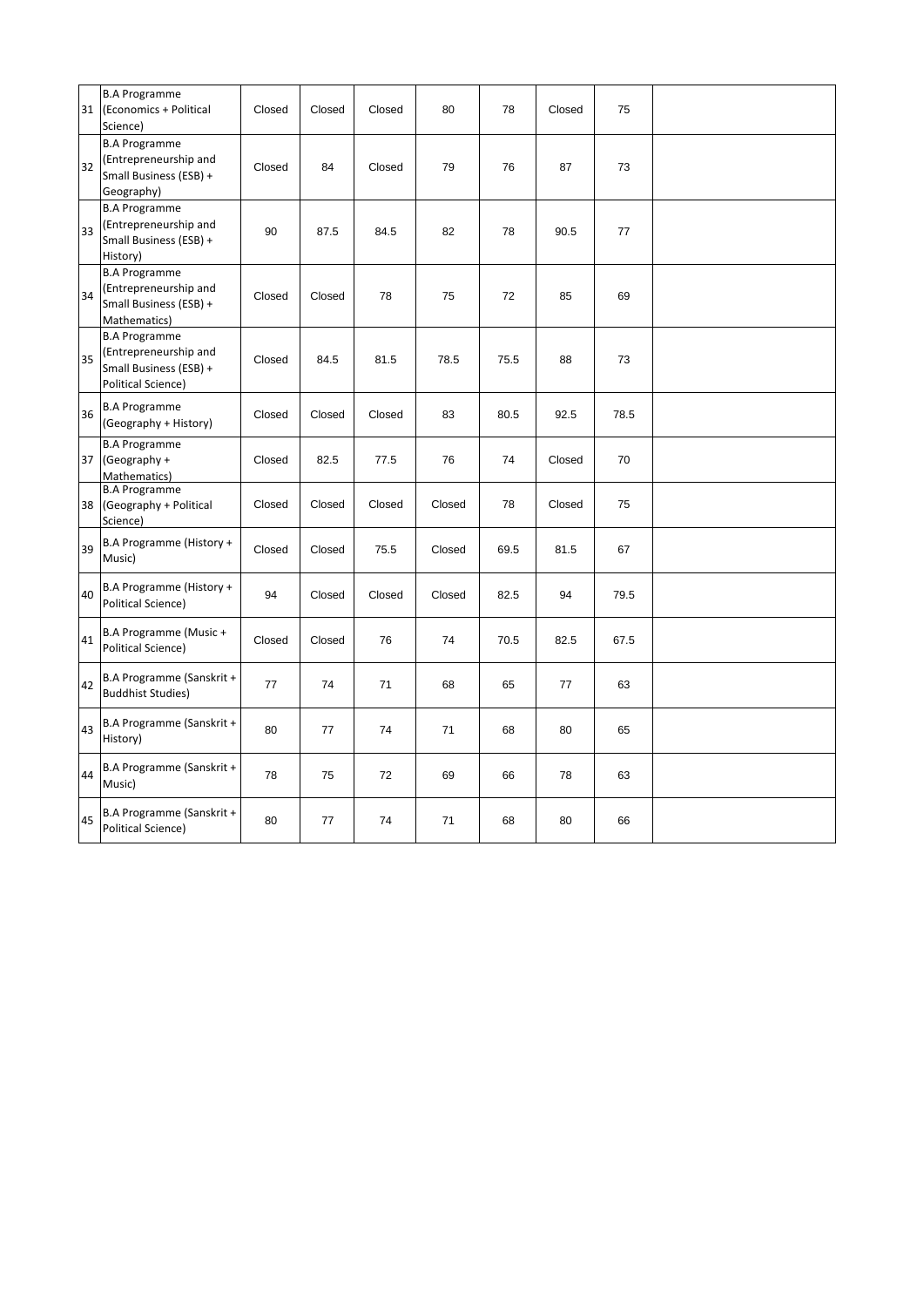| | | | | | | | | | |
|---|---|---|---|---|---|---|---|---|---|
| 31 | B.A Programme (Economics + Political Science) | Closed | Closed | Closed | 80 | 78 | Closed | 75 | |
| 32 | B.A Programme (Entrepreneurship and Small Business (ESB) + Geography) | Closed | 84 | Closed | 79 | 76 | 87 | 73 | |
| 33 | B.A Programme (Entrepreneurship and Small Business (ESB) + History) | 90 | 87.5 | 84.5 | 82 | 78 | 90.5 | 77 | |
| 34 | B.A Programme (Entrepreneurship and Small Business (ESB) + Mathematics) | Closed | Closed | 78 | 75 | 72 | 85 | 69 | |
| 35 | B.A Programme (Entrepreneurship and Small Business (ESB) + Political Science) | Closed | 84.5 | 81.5 | 78.5 | 75.5 | 88 | 73 | |
| 36 | B.A Programme (Geography + History) | Closed | Closed | Closed | 83 | 80.5 | 92.5 | 78.5 | |
| 37 | B.A Programme (Geography + Mathematics) | Closed | 82.5 | 77.5 | 76 | 74 | Closed | 70 | |
| 38 | B.A Programme (Geography + Political Science) | Closed | Closed | Closed | Closed | 78 | Closed | 75 | |
| 39 | B.A Programme (History + Music) | Closed | Closed | 75.5 | Closed | 69.5 | 81.5 | 67 | |
| 40 | B.A Programme (History + Political Science) | 94 | Closed | Closed | Closed | 82.5 | 94 | 79.5 | |
| 41 | B.A Programme (Music + Political Science) | Closed | Closed | 76 | 74 | 70.5 | 82.5 | 67.5 | |
| 42 | B.A Programme (Sanskrit + Buddhist Studies) | 77 | 74 | 71 | 68 | 65 | 77 | 63 | |
| 43 | B.A Programme (Sanskrit + History) | 80 | 77 | 74 | 71 | 68 | 80 | 65 | |
| 44 | B.A Programme (Sanskrit + Music) | 78 | 75 | 72 | 69 | 66 | 78 | 63 | |
| 45 | B.A Programme (Sanskrit + Political Science) | 80 | 77 | 74 | 71 | 68 | 80 | 66 | |